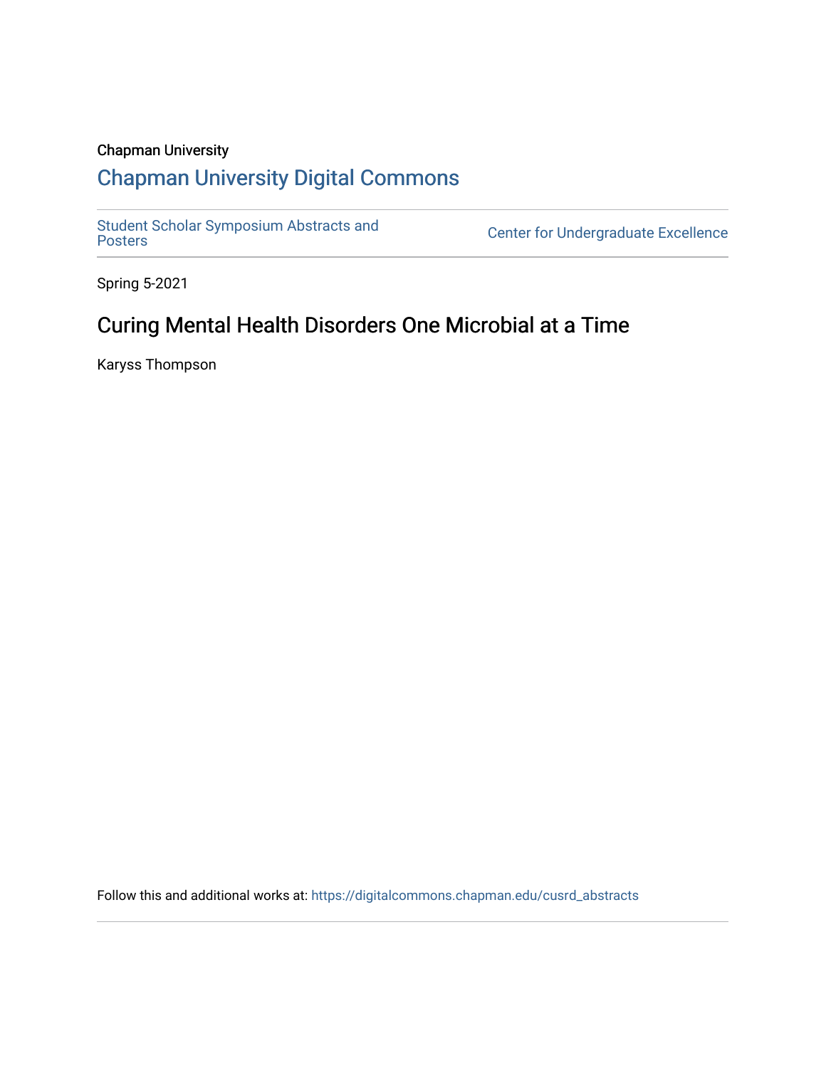Chapman University

## Chapman University Digital Commons

Student Scholar Symposium Abstracts and Posters

Center for Undergraduate Excellence

Spring 5-2021

# Curing Mental Health Disorders One Microbial at a Time

Karyss Thompson

Follow this and additional works at: https://digitalcommons.chapman.edu/cusrd_abstracts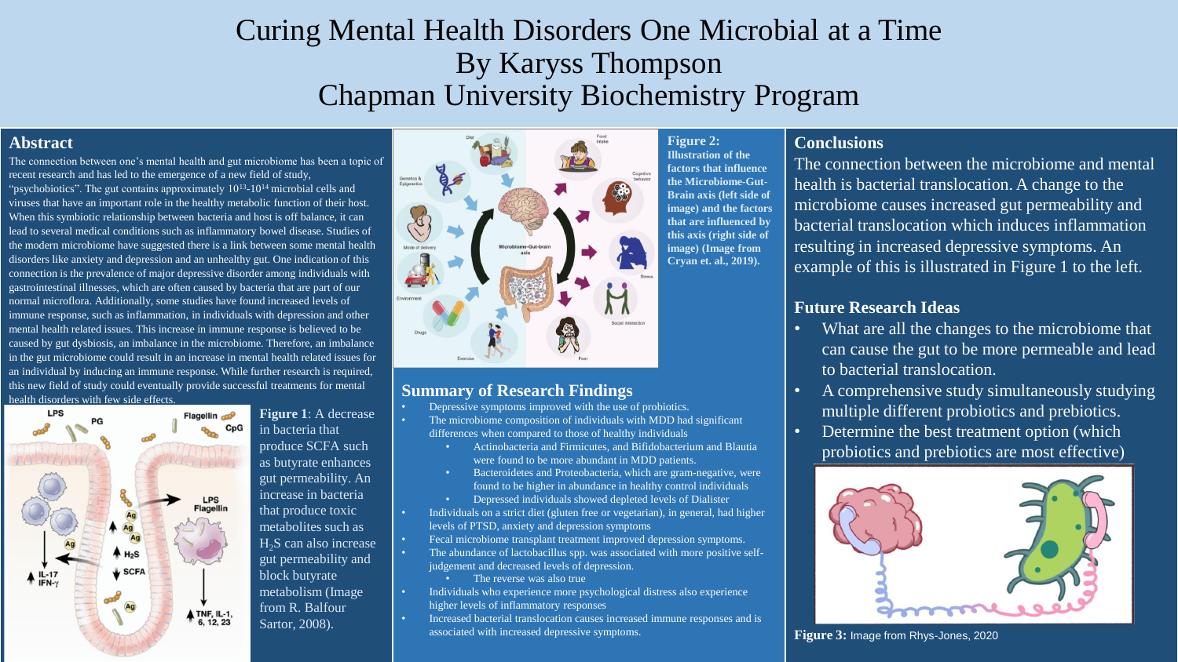# Curing Mental Health Disorders One Microbial at a Time

By Karyss Thompson

Chapman University Biochemistry Program

## Abstract

The connection between one's mental health and gut microbiome has been a topic of recent research and has led to the emergence of a new field of study, "psychobiotics". The gut contains approximately $10^{13}$-$10^{14}$ microbial cells and viruses that have an important role in the healthy metabolic function of their host. When this symbiotic relationship between bacteria and host is off balance, it can lead to several medical conditions such as inflammatory bowel disease. Studies of the modern microbiome have suggested there is a link between some mental health disorders like anxiety and depression and an unhealthy gut. One indication of this connection is the prevalence of major depressive disorder among individuals with gastrointestinal illnesses, which are often caused by bacteria that are part of our normal microflora. Additionally, some studies have found increased levels of immune response, such as inflammation, in individuals with depression and other mental health related issues. This increase in immune response is believed to be caused by gut dysbiosis, an imbalance in the microbiome. Therefore, an imbalance in the gut microbiome could result in an increase in mental health related issues for an individual by inducing an immune response. While further research is required, this new field of study could eventually provide successful treatments for mental health disorders with few side effects.

**Figure 1**: A decrease in bacteria that produce SCFA such as butyrate enhances gut permeability. An increase in bacteria that produce toxic metabolites such as $H_2S$ can also increase gut permeability and block butyrate metabolism (Image from R. Balfour Sartor, 2008).

**Figure 2: Illustration of the factors that influence the Microbiome-Gut-Brain axis (left side of image) and the factors that are influenced by this axis (right side of image) (Image from Cryan et. al., 2019).**

## Summary of Research Findings

- Depressive symptoms improved with the use of probiotics.
- The microbiome composition of individuals with MDD had significant differences when compared to those of healthy individuals
  - Actinobacteria and Firmicutes, and Bifidobacterium and Blautia were found to be more abundant in MDD patients.
  - Bacteroidetes and Proteobacteria, which are gram-negative, were found to be higher in abundance in healthy control individuals
  - Depressed individuals showed depleted levels of Dialister
- Individuals on a strict diet (gluten free or vegetarian), in general, had higher levels of PTSD, anxiety and depression symptoms
- Fecal microbiome transplant treatment improved depression symptoms.
- The abundance of lactobacillus spp. was associated with more positive self-judgement and decreased levels of depression.
  - The reverse was also true
- Individuals who experience more psychological distress also experience higher levels of inflammatory responses
- Increased bacterial translocation causes increased immune responses and is associated with increased depressive symptoms.

## Conclusions

The connection between the microbiome and mental health is bacterial translocation. A change to the microbiome causes increased gut permeability and bacterial translocation which induces inflammation resulting in increased depressive symptoms. An example of this is illustrated in Figure 1 to the left.

## Future Research Ideas

- What are all the changes to the microbiome that can cause the gut to be more permeable and lead to bacterial translocation.
- A comprehensive study simultaneously studying multiple different probiotics and prebiotics.
- Determine the best treatment option (which probiotics and prebiotics are most effective)

**Figure 3:** Image from Rhys-Jones, 2020